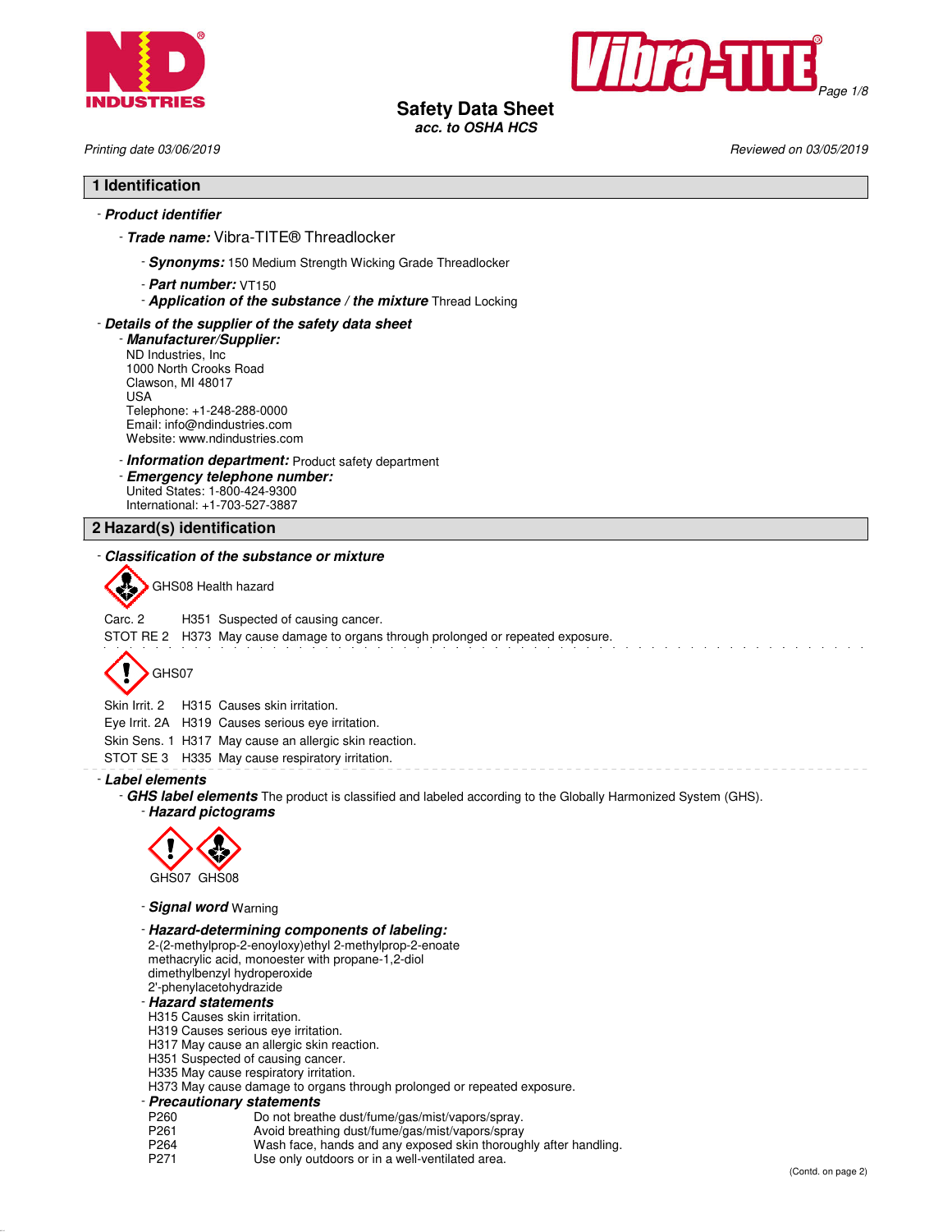# Safety Data Sheet

*acc. to OSHA HCS*

Printing date 03/06/2019 | Reviewed on 03/05/2019

## 1 Identification

- **Product identifier**
  - **Trade name:** Vibra-TITE® Threadlocker
    - **Synonyms:** 150 Medium Strength Wicking Grade Threadlocker
    - **Part number:** VT150
    - **Application of the substance / the mixture** Thread Locking
- **Details of the supplier of the safety data sheet**
  - **Manufacturer/Supplier:**
    ND Industries, Inc
    1000 North Crooks Road
    Clawson, MI 48017
    USA
    Telephone: +1-248-288-0000
    Email: info@ndindustries.com
    Website: www.ndindustries.com
  - **Information department:** Product safety department
  - **Emergency telephone number:**
    United States: 1-800-424-9300
    International: +1-703-527-3887

## 2 Hazard(s) identification

- **Classification of the substance or mixture**

GHS08 Health hazard

| | | |
|---|---|---|
| Carc. 2 | H351 | Suspected of causing cancer. |
| STOT RE 2 | H373 | May cause damage to organs through prolonged or repeated exposure. |

GHS07

| | | |
|---|---|---|
| Skin Irrit. 2 | H315 | Causes skin irritation. |
| Eye Irrit. 2A | H319 | Causes serious eye irritation. |
| Skin Sens. 1 | H317 | May cause an allergic skin reaction. |
| STOT SE 3 | H335 | May cause respiratory irritation. |

- **Label elements**
  - **GHS label elements** The product is classified and labeled according to the Globally Harmonized System (GHS).
    - **Hazard pictograms**

      GHS07 GHS08

    - **Signal word** Warning
    - **Hazard-determining components of labeling:**
      2-(2-methylprop-2-enoyloxy)ethyl 2-methylprop-2-enoate
      methacrylic acid, monoester with propane-1,2-diol
      dimethylbenzyl hydroperoxide
      2'-phenylacetohydrazide
    - **Hazard statements**
      H315 Causes skin irritation.
      H319 Causes serious eye irritation.
      H317 May cause an allergic skin reaction.
      H351 Suspected of causing cancer.
      H335 May cause respiratory irritation.
      H373 May cause damage to organs through prolonged or repeated exposure.
    - **Precautionary statements**

| | |
|---|---|
| P260 | Do not breathe dust/fume/gas/mist/vapors/spray. |
| P261 | Avoid breathing dust/fume/gas/mist/vapors/spray |
| P264 | Wash face, hands and any exposed skin thoroughly after handling. |
| P271 | Use only outdoors or in a well-ventilated area. |

(Contd. on page 2)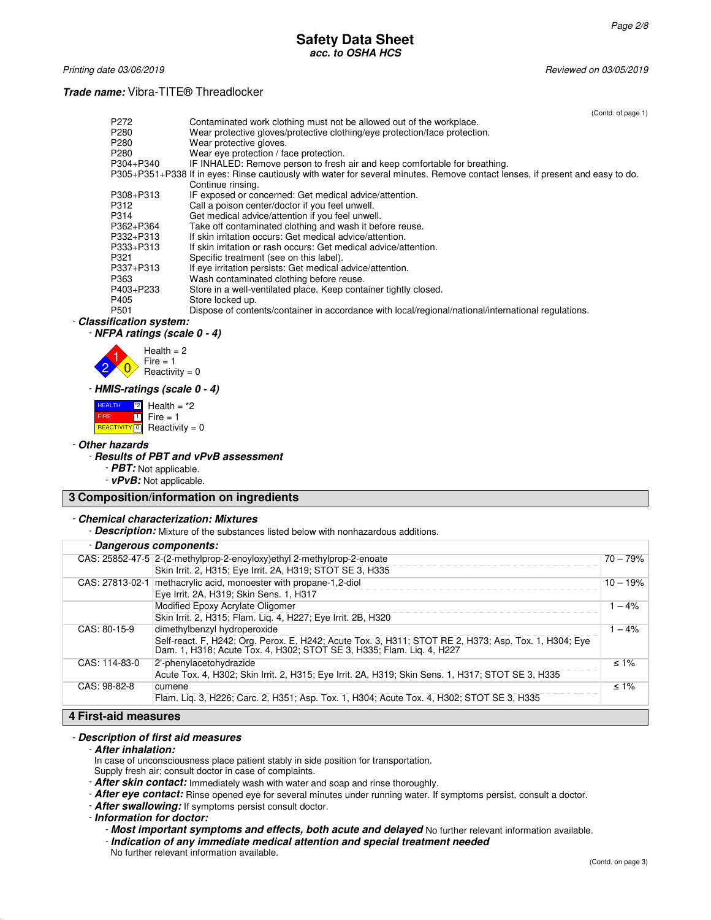**Trade name:** Vibra-TITE® Threadlocker

(Contd. of page 1)

| | |
|---|---|
| P272 | Contaminated work clothing must not be allowed out of the workplace. |
| P280 | Wear protective gloves/protective clothing/eye protection/face protection. |
| P280 | Wear protective gloves. |
| P280 | Wear eye protection / face protection. |
| P304+P340 | IF INHALED: Remove person to fresh air and keep comfortable for breathing. |
| P305+P351+P338 | If in eyes: Rinse cautiously with water for several minutes. Remove contact lenses, if present and easy to do. Continue rinsing. |
| P308+P313 | IF exposed or concerned: Get medical advice/attention. |
| P312 | Call a poison center/doctor if you feel unwell. |
| P314 | Get medical advice/attention if you feel unwell. |
| P362+P364 | Take off contaminated clothing and wash it before reuse. |
| P332+P313 | If skin irritation occurs: Get medical advice/attention. |
| P333+P313 | If skin irritation or rash occurs: Get medical advice/attention. |
| P321 | Specific treatment (see on this label). |
| P337+P313 | If eye irritation persists: Get medical advice/attention. |
| P363 | Wash contaminated clothing before reuse. |
| P403+P233 | Store in a well-ventilated place. Keep container tightly closed. |
| P405 | Store locked up. |
| P501 | Dispose of contents/container in accordance with local/regional/national/international regulations. |

- ***Classification system:***
  - ***NFPA ratings (scale 0 - 4)***

    Health = 2
    Fire = 1
    Reactivity = 0

  - ***HMIS-ratings (scale 0 - 4)***

    HEALTH *2 Health = *2
    FIRE 1 Fire = 1
    REACTIVITY 0 Reactivity = 0

- ***Other hazards***
  - ***Results of PBT and vPvB assessment***
    - ***PBT:*** Not applicable.
    - ***vPvB:*** Not applicable.

## 3 Composition/information on ingredients

- ***Chemical characterization: Mixtures***
  - ***Description:*** Mixture of the substances listed below with nonhazardous additions.

| - ***Dangerous components:*** | | |
|---|---|---|
| CAS: 25852-47-5 | 2-(2-methylprop-2-enoyloxy)ethyl 2-methylprop-2-enoate<br>Skin Irrit. 2, H315; Eye Irrit. 2A, H319; STOT SE 3, H335 | 70 – 79% |
| CAS: 27813-02-1 | methacrylic acid, monoester with propane-1,2-diol<br>Eye Irrit. 2A, H319; Skin Sens. 1, H317 | 10 – 19% |
| | Modified Epoxy Acrylate Oligomer<br>Skin Irrit. 2, H315; Flam. Liq. 4, H227; Eye Irrit. 2B, H320 | 1 – 4% |
| CAS: 80-15-9 | dimethylbenzyl hydroperoxide<br>Self-react. F, H242; Org. Perox. E, H242; Acute Tox. 3, H311; STOT RE 2, H373; Asp. Tox. 1, H304; Eye Dam. 1, H318; Acute Tox. 4, H302; STOT SE 3, H335; Flam. Liq. 4, H227 | 1 – 4% |
| CAS: 114-83-0 | 2'-phenylacetohydrazide<br>Acute Tox. 4, H302; Skin Irrit. 2, H315; Eye Irrit. 2A, H319; Skin Sens. 1, H317; STOT SE 3, H335 | ≤ 1% |
| CAS: 98-82-8 | cumene<br>Flam. Liq. 3, H226; Carc. 2, H351; Asp. Tox. 1, H304; Acute Tox. 4, H302; STOT SE 3, H335 | ≤ 1% |

## 4 First-aid measures

- ***Description of first aid measures***
  - ***After inhalation:***
    In case of unconsciousness place patient stably in side position for transportation.
    Supply fresh air; consult doctor in case of complaints.
  - ***After skin contact:*** Immediately wash with water and soap and rinse thoroughly.
  - ***After eye contact:*** Rinse opened eye for several minutes under running water. If symptoms persist, consult a doctor.
  - ***After swallowing:*** If symptoms persist consult doctor.
  - ***Information for doctor:***
    - ***Most important symptoms and effects, both acute and delayed*** No further relevant information available.
    - ***Indication of any immediate medical attention and special treatment needed***
      No further relevant information available.

(Contd. on page 3)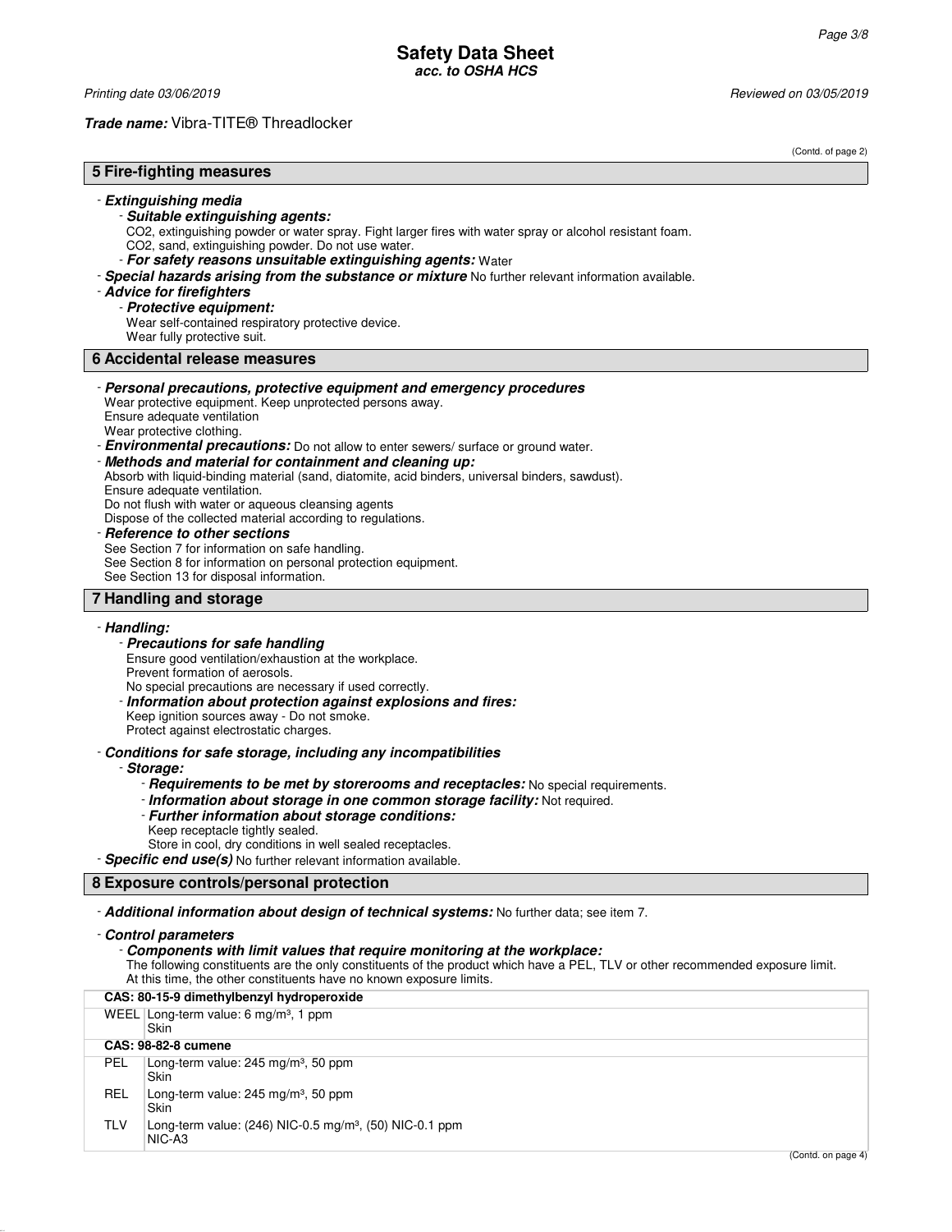# Safety Data Sheet
*acc. to OSHA HCS*

*Printing date 03/06/2019* *Reviewed on 03/05/2019*

***Trade name:*** Vibra-TITE® Threadlocker

(Contd. of page 2)

## 5 Fire-fighting measures

- ***Extinguishing media***
  - ***Suitable extinguishing agents:***
    CO2, extinguishing powder or water spray. Fight larger fires with water spray or alcohol resistant foam.
    CO2, sand, extinguishing powder. Do not use water.
  - ***For safety reasons unsuitable extinguishing agents:*** Water
- ***Special hazards arising from the substance or mixture*** No further relevant information available.
- ***Advice for firefighters***
  - ***Protective equipment:***
    Wear self-contained respiratory protective device.
    Wear fully protective suit.

## 6 Accidental release measures

- ***Personal precautions, protective equipment and emergency procedures***
  Wear protective equipment. Keep unprotected persons away.
  Ensure adequate ventilation
  Wear protective clothing.
- ***Environmental precautions:*** Do not allow to enter sewers/ surface or ground water.
- ***Methods and material for containment and cleaning up:***
  Absorb with liquid-binding material (sand, diatomite, acid binders, universal binders, sawdust).
  Ensure adequate ventilation.
  Do not flush with water or aqueous cleansing agents
  Dispose of the collected material according to regulations.
- ***Reference to other sections***
  See Section 7 for information on safe handling.
  See Section 8 for information on personal protection equipment.
  See Section 13 for disposal information.

## 7 Handling and storage

- ***Handling:***
  - ***Precautions for safe handling***
    Ensure good ventilation/exhaustion at the workplace.
    Prevent formation of aerosols.
    No special precautions are necessary if used correctly.
  - ***Information about protection against explosions and fires:***
    Keep ignition sources away - Do not smoke.
    Protect against electrostatic charges.
- ***Conditions for safe storage, including any incompatibilities***
  - ***Storage:***
    - ***Requirements to be met by storerooms and receptacles:*** No special requirements.
    - ***Information about storage in one common storage facility:*** Not required.
    - ***Further information about storage conditions:***
      Keep receptacle tightly sealed.
      Store in cool, dry conditions in well sealed receptacles.
- ***Specific end use(s)*** No further relevant information available.

## 8 Exposure controls/personal protection

- ***Additional information about design of technical systems:*** No further data; see item 7.
- ***Control parameters***
  - ***Components with limit values that require monitoring at the workplace:***
    The following constituents are the only constituents of the product which have a PEL, TLV or other recommended exposure limit.
    At this time, the other constituents have no known exposure limits.

| | |
|---|---|
| **CAS: 80-15-9 dimethylbenzyl hydroperoxide** | |
| WEEL | Long-term value: 6 mg/m³, 1 ppm<br>Skin |
| **CAS: 98-82-8 cumene** | |
| PEL | Long-term value: 245 mg/m³, 50 ppm<br>Skin |
| REL | Long-term value: 245 mg/m³, 50 ppm<br>Skin |
| TLV | Long-term value: (246) NIC-0.5 mg/m³, (50) NIC-0.1 ppm<br>NIC-A3 |

(Contd. on page 4)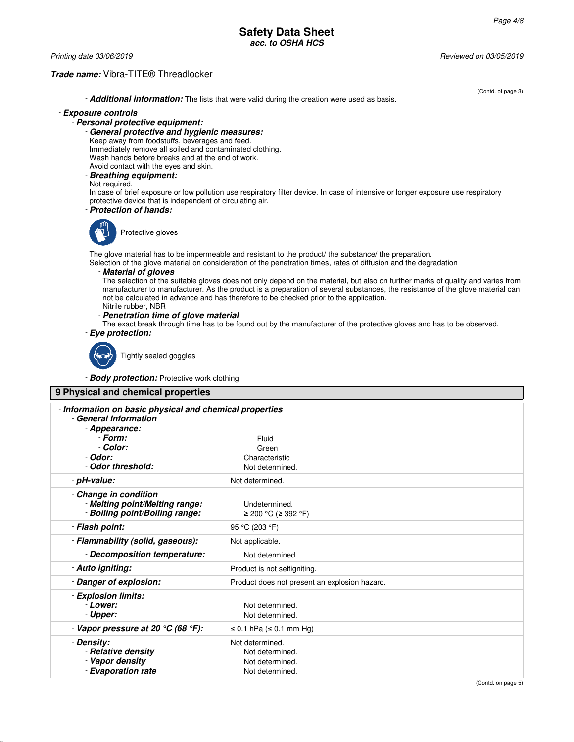**Trade name:** Vibra-TITE® Threadlocker

(Contd. of page 3)

- ***Additional information:*** The lists that were valid during the creation were used as basis.

- ***Exposure controls***
  - ***Personal protective equipment:***
    - ***General protective and hygienic measures:***
      Keep away from foodstuffs, beverages and feed.
      Immediately remove all soiled and contaminated clothing.
      Wash hands before breaks and at the end of work.
      Avoid contact with the eyes and skin.
    - ***Breathing equipment:***
      Not required.
      In case of brief exposure or low pollution use respiratory filter device. In case of intensive or longer exposure use respiratory protective device that is independent of circulating air.
    - ***Protection of hands:***

      Protective gloves

      The glove material has to be impermeable and resistant to the product/ the substance/ the preparation.
      Selection of the glove material on consideration of the penetration times, rates of diffusion and the degradation
      - ***Material of gloves***
        The selection of the suitable gloves does not only depend on the material, but also on further marks of quality and varies from manufacturer to manufacturer. As the product is a preparation of several substances, the resistance of the glove material can not be calculated in advance and has therefore to be checked prior to the application.
        Nitrile rubber, NBR
      - ***Penetration time of glove material***
        The exact break through time has to be found out by the manufacturer of the protective gloves and has to be observed.
    - ***Eye protection:***

      Tightly sealed goggles

    - ***Body protection:*** Protective work clothing

## 9 Physical and chemical properties

| | |
|---|---|
| - ***Information on basic physical and chemical properties*** | |
| - ***General Information*** | |
| - ***Appearance:*** | |
| - ***Form:*** | Fluid |
| - ***Color:*** | Green |
| - ***Odor:*** | Characteristic |
| - ***Odor threshold:*** | Not determined. |
| - ***pH-value:*** | Not determined. |
| - ***Change in condition*** | |
| - ***Melting point/Melting range:*** | Undetermined. |
| - ***Boiling point/Boiling range:*** | ≥ 200 °C (≥ 392 °F) |
| - ***Flash point:*** | 95 °C (203 °F) |
| - ***Flammability (solid, gaseous):*** | Not applicable. |
| - ***Decomposition temperature:*** | Not determined. |
| - ***Auto igniting:*** | Product is not selfigniting. |
| - ***Danger of explosion:*** | Product does not present an explosion hazard. |
| - ***Explosion limits:*** | |
| - ***Lower:*** | Not determined. |
| - ***Upper:*** | Not determined. |
| - ***Vapor pressure at 20 °C (68 °F):*** | ≤ 0.1 hPa (≤ 0.1 mm Hg) |
| - ***Density:*** | Not determined. |
| - ***Relative density*** | Not determined. |
| - ***Vapor density*** | Not determined. |
| - ***Evaporation rate*** | Not determined. |

(Contd. on page 5)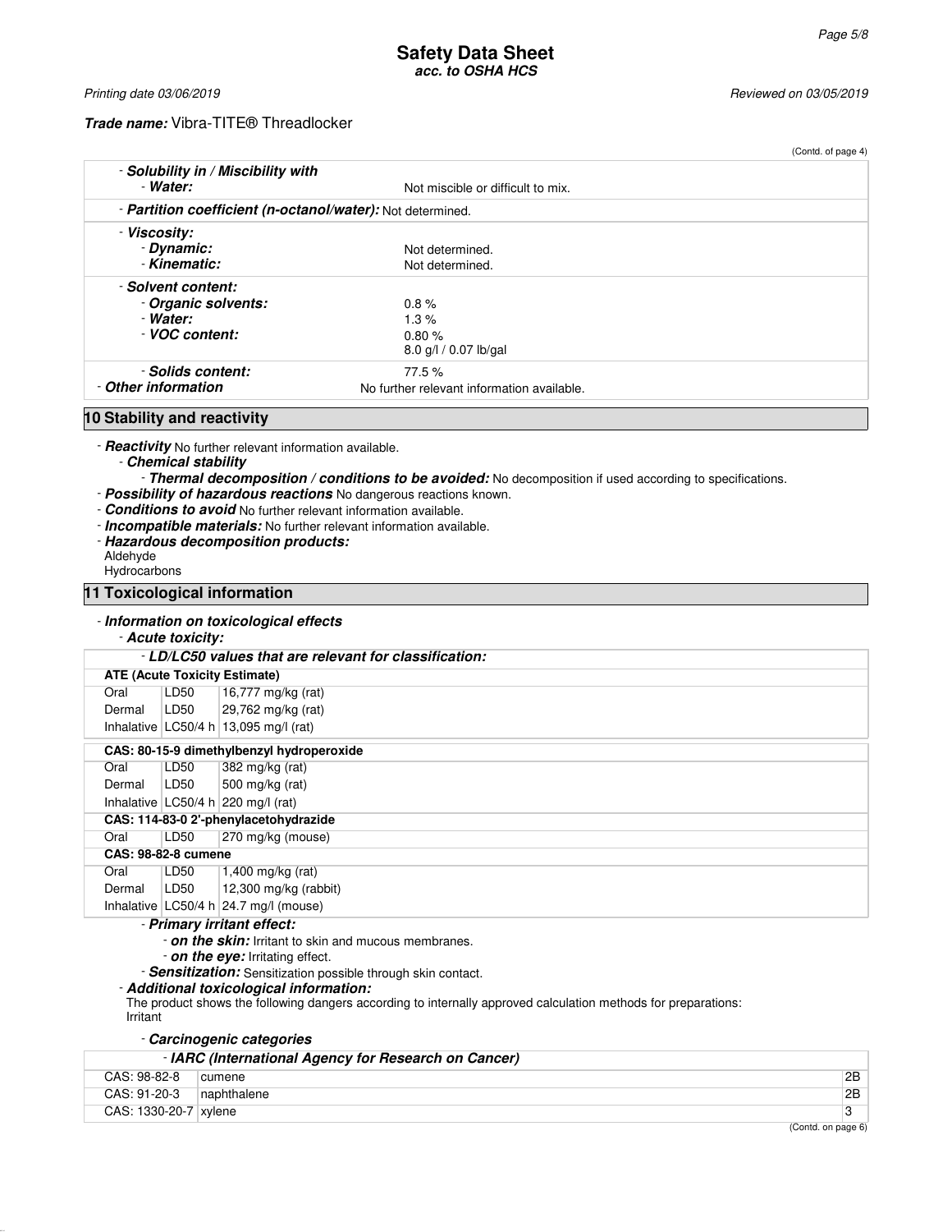Printing date 03/06/2019

Reviewed on 03/05/2019

***Trade name:*** Vibra-TITE® Threadlocker

(Contd. of page 4)

| | |
|---|---|
| - ***Solubility in / Miscibility with*** | |
| - ***Water:*** | Not miscible or difficult to mix. |
| - ***Partition coefficient (n-octanol/water):*** Not determined. | |
| - ***Viscosity:*** | |
| - ***Dynamic:*** | Not determined. |
| - ***Kinematic:*** | Not determined. |
| - ***Solvent content:*** | |
| - ***Organic solvents:*** | 0.8 % |
| - ***Water:*** | 1.3 % |
| - ***VOC content:*** | 0.80 %<br>8.0 g/l / 0.07 lb/gal |
| - ***Solids content:*** | 77.5 % |
| - ***Other information*** | No further relevant information available. |

## 10 Stability and reactivity

- ***Reactivity*** No further relevant information available.
  - ***Chemical stability***
    - ***Thermal decomposition / conditions to be avoided:*** No decomposition if used according to specifications.
- ***Possibility of hazardous reactions*** No dangerous reactions known.
- ***Conditions to avoid*** No further relevant information available.
- ***Incompatible materials:*** No further relevant information available.
- ***Hazardous decomposition products:***

Aldehyde
Hydrocarbons

## 11 Toxicological information

- ***Information on toxicological effects***
  - ***Acute toxicity:***

| - ***LD/LC50 values that are relevant for classification:*** | | |
|---|---|---|
| **ATE (Acute Toxicity Estimate)** | | |
| Oral | LD50 | 16,777 mg/kg (rat) |
| Dermal | LD50 | 29,762 mg/kg (rat) |
| Inhalative | LC50/4 h | 13,095 mg/l (rat) |
| **CAS: 80-15-9 dimethylbenzyl hydroperoxide** | | |
| Oral | LD50 | 382 mg/kg (rat) |
| Dermal | LD50 | 500 mg/kg (rat) |
| Inhalative | LC50/4 h | 220 mg/l (rat) |
| **CAS: 114-83-0 2'-phenylacetohydrazide** | | |
| Oral | LD50 | 270 mg/kg (mouse) |
| **CAS: 98-82-8 cumene** | | |
| Oral | LD50 | 1,400 mg/kg (rat) |
| Dermal | LD50 | 12,300 mg/kg (rabbit) |
| Inhalative | LC50/4 h | 24.7 mg/l (mouse) |

- ***Primary irritant effect:***
  - ***on the skin:*** Irritant to skin and mucous membranes.
  - ***on the eye:*** Irritating effect.
  - ***Sensitization:*** Sensitization possible through skin contact.
- ***Additional toxicological information:***

The product shows the following dangers according to internally approved calculation methods for preparations:
Irritant

- ***Carcinogenic categories***

| - ***IARC (International Agency for Research on Cancer)*** | | |
|---|---|---|
| CAS: 98-82-8 | cumene | 2B |
| CAS: 91-20-3 | naphthalene | 2B |
| CAS: 1330-20-7 | xylene | 3 |

(Contd. on page 6)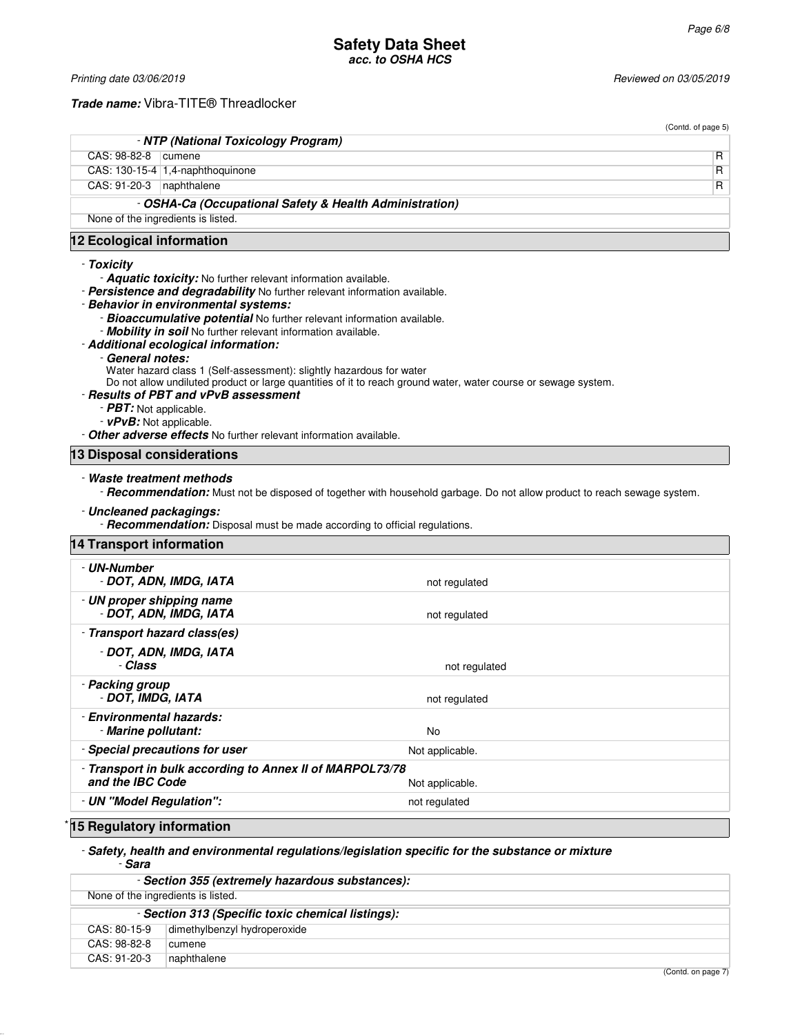(Contd. of page 5)

- **NTP (National Toxicology Program)**

| | | |
|---|---|---|
| CAS: 98-82-8 | cumene | R |
| CAS: 130-15-4 | 1,4-naphthoquinone | R |
| CAS: 91-20-3 | naphthalene | R |

- **OSHA-Ca (Occupational Safety & Health Administration)**

None of the ingredients is listed.

## 12 Ecological information

- ***Toxicity***
  - ***Aquatic toxicity:*** No further relevant information available.
- ***Persistence and degradability*** No further relevant information available.
- ***Behavior in environmental systems:***
  - ***Bioaccumulative potential*** No further relevant information available.
  - ***Mobility in soil*** No further relevant information available.
- ***Additional ecological information:***
  - ***General notes:***
    Water hazard class 1 (Self-assessment): slightly hazardous for water
    Do not allow undiluted product or large quantities of it to reach ground water, water course or sewage system.
- ***Results of PBT and vPvB assessment***
  - ***PBT:*** Not applicable.
  - ***vPvB:*** Not applicable.
- ***Other adverse effects*** No further relevant information available.

## 13 Disposal considerations

- ***Waste treatment methods***
  - ***Recommendation:*** Must not be disposed of together with household garbage. Do not allow product to reach sewage system.
- ***Uncleaned packagings:***
  - ***Recommendation:*** Disposal must be made according to official regulations.

## 14 Transport information

| | |
|---|---|
| - ***UN-Number*** <br> - ***DOT, ADN, IMDG, IATA*** | not regulated |
| - ***UN proper shipping name*** <br> - ***DOT, ADN, IMDG, IATA*** | not regulated |
| - ***Transport hazard class(es)*** | |
| - ***DOT, ADN, IMDG, IATA*** <br> - ***Class*** | not regulated |
| - ***Packing group*** <br> - ***DOT, IMDG, IATA*** | not regulated |
| - ***Environmental hazards:*** <br> - ***Marine pollutant:*** | No |
| - ***Special precautions for user*** | Not applicable. |
| - ***Transport in bulk according to Annex II of MARPOL73/78 and the IBC Code*** | Not applicable. |
| - ***UN "Model Regulation":*** | not regulated |

## * 15 Regulatory information

- ***Safety, health and environmental regulations/legislation specific for the substance or mixture***
  - ***Sara***

- **Section 355 (extremely hazardous substances):**

None of the ingredients is listed.

- **Section 313 (Specific toxic chemical listings):**

| | |
|---|---|
| CAS: 80-15-9 | dimethylbenzyl hydroperoxide |
| CAS: 98-82-8 | cumene |
| CAS: 91-20-3 | naphthalene |

(Contd. on page 7)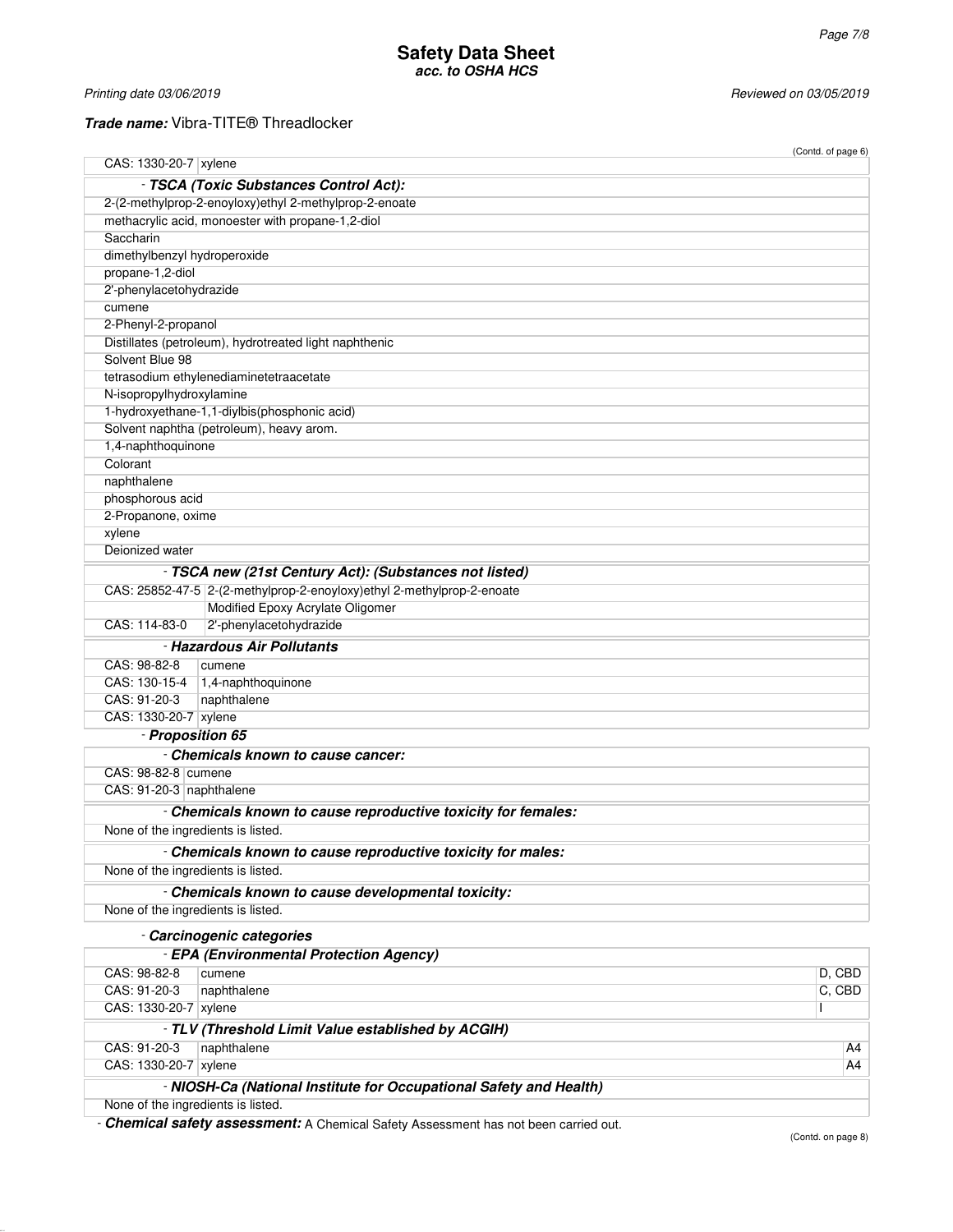(Contd. of page 6)

| | |
|---|---|
| CAS: 1330-20-7 | xylene |

- ***TSCA (Toxic Substances Control Act):***

| |
|---|
| 2-(2-methylprop-2-enoyloxy)ethyl 2-methylprop-2-enoate |
| methacrylic acid, monoester with propane-1,2-diol |
| Saccharin |
| dimethylbenzyl hydroperoxide |
| propane-1,2-diol |
| 2'-phenylacetohydrazide |
| cumene |
| 2-Phenyl-2-propanol |
| Distillates (petroleum), hydrotreated light naphthenic |
| Solvent Blue 98 |
| tetrasodium ethylenediaminetetraacetate |
| N-isopropylhydroxylamine |
| 1-hydroxyethane-1,1-diylbis(phosphonic acid) |
| Solvent naphtha (petroleum), heavy arom. |
| 1,4-naphthoquinone |
| Colorant |
| naphthalene |
| phosphorous acid |
| 2-Propanone, oxime |
| xylene |
| Deionized water |

- ***TSCA new (21st Century Act): (Substances not listed)***

| | |
|---|---|
| CAS: 25852-47-5 | 2-(2-methylprop-2-enoyloxy)ethyl 2-methylprop-2-enoate |
| | Modified Epoxy Acrylate Oligomer |
| CAS: 114-83-0 | 2'-phenylacetohydrazide |

- ***Hazardous Air Pollutants***

| | |
|---|---|
| CAS: 98-82-8 | cumene |
| CAS: 130-15-4 | 1,4-naphthoquinone |
| CAS: 91-20-3 | naphthalene |
| CAS: 1330-20-7 | xylene |

- ***Proposition 65***

- ***Chemicals known to cause cancer:***

| | |
|---|---|
| CAS: 98-82-8 | cumene |
| CAS: 91-20-3 | naphthalene |

- ***Chemicals known to cause reproductive toxicity for females:***

None of the ingredients is listed.

- ***Chemicals known to cause reproductive toxicity for males:***

None of the ingredients is listed.

- ***Chemicals known to cause developmental toxicity:***

None of the ingredients is listed.

- ***Carcinogenic categories***

- ***EPA (Environmental Protection Agency)***

| | | |
|---|---|---|
| CAS: 98-82-8 | cumene | D, CBD |
| CAS: 91-20-3 | naphthalene | C, CBD |
| CAS: 1330-20-7 | xylene | I |

- ***TLV (Threshold Limit Value established by ACGIH)***

| | | |
|---|---|---|
| CAS: 91-20-3 | naphthalene | A4 |
| CAS: 1330-20-7 | xylene | A4 |

- ***NIOSH-Ca (National Institute for Occupational Safety and Health)***

None of the ingredients is listed.

- ***Chemical safety assessment:*** A Chemical Safety Assessment has not been carried out.

(Contd. on page 8)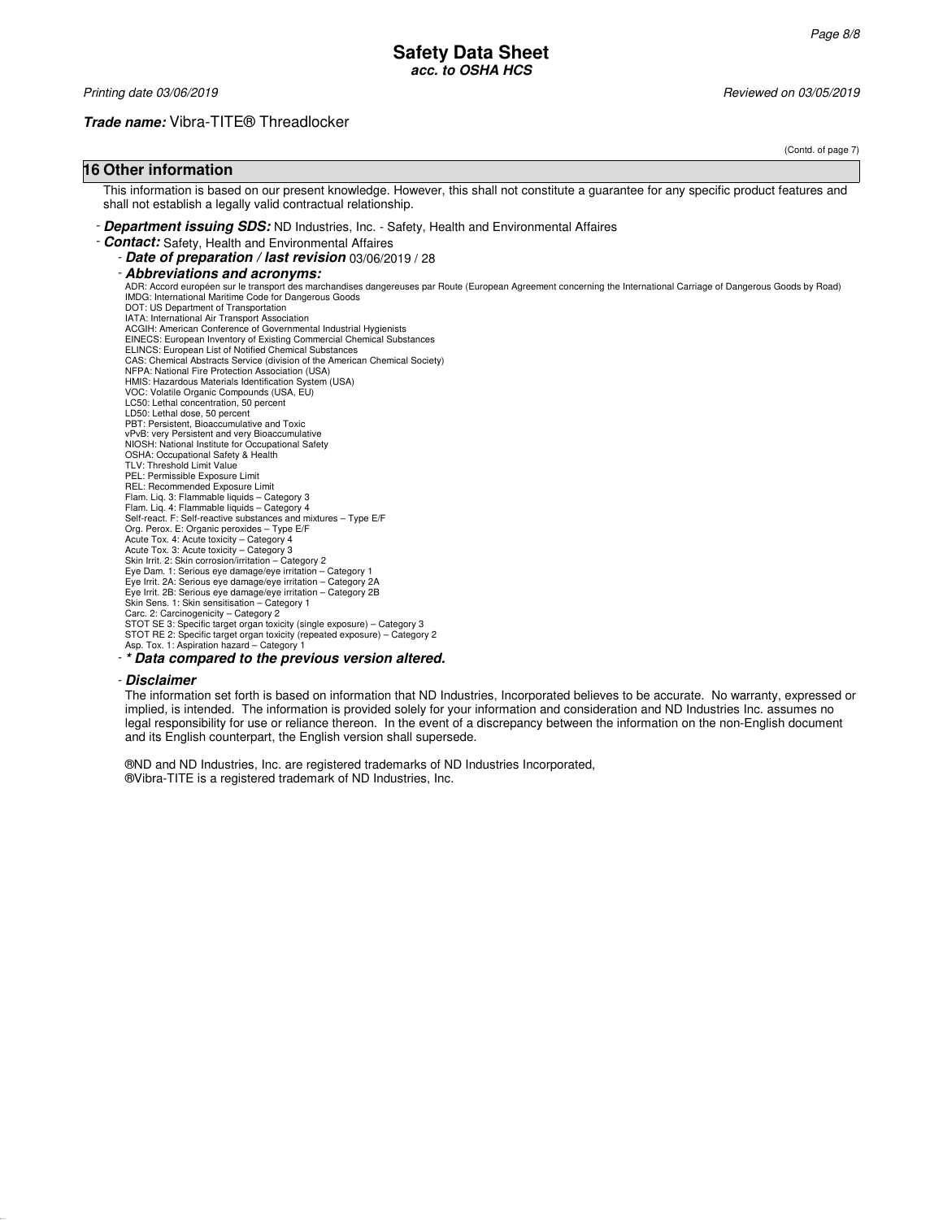**Trade name:** Vibra-TITE® Threadlocker

(Contd. of page 7)

## 16 Other information

This information is based on our present knowledge. However, this shall not constitute a guarantee for any specific product features and shall not establish a legally valid contractual relationship.

- ***Department issuing SDS:*** ND Industries, Inc. - Safety, Health and Environmental Affaires
- ***Contact:*** Safety, Health and Environmental Affaires
  - ***Date of preparation / last revision*** 03/06/2019 / 28
  - ***Abbreviations and acronyms:***

    ADR: Accord européen sur le transport des marchandises dangereuses par Route (European Agreement concerning the International Carriage of Dangerous Goods by Road)
    IMDG: International Maritime Code for Dangerous Goods
    DOT: US Department of Transportation
    IATA: International Air Transport Association
    ACGIH: American Conference of Governmental Industrial Hygienists
    EINECS: European Inventory of Existing Commercial Chemical Substances
    ELINCS: European List of Notified Chemical Substances
    CAS: Chemical Abstracts Service (division of the American Chemical Society)
    NFPA: National Fire Protection Association (USA)
    HMIS: Hazardous Materials Identification System (USA)
    VOC: Volatile Organic Compounds (USA, EU)
    LC50: Lethal concentration, 50 percent
    LD50: Lethal dose, 50 percent
    PBT: Persistent, Bioaccumulative and Toxic
    vPvB: very Persistent and very Bioaccumulative
    NIOSH: National Institute for Occupational Safety
    OSHA: Occupational Safety & Health
    TLV: Threshold Limit Value
    PEL: Permissible Exposure Limit
    REL: Recommended Exposure Limit
    Flam. Liq. 3: Flammable liquids – Category 3
    Flam. Liq. 4: Flammable liquids – Category 4
    Self-react. F: Self-reactive substances and mixtures – Type E/F
    Org. Perox. E: Organic peroxides – Type E/F
    Acute Tox. 4: Acute toxicity – Category 4
    Acute Tox. 3: Acute toxicity – Category 3
    Skin Irrit. 2: Skin corrosion/irritation – Category 2
    Eye Dam. 1: Serious eye damage/eye irritation – Category 1
    Eye Irrit. 2A: Serious eye damage/eye irritation – Category 2A
    Eye Irrit. 2B: Serious eye damage/eye irritation – Category 2B
    Skin Sens. 1: Skin sensitisation – Category 1
    Carc. 2: Carcinogenicity – Category 2
    STOT SE 3: Specific target organ toxicity (single exposure) – Category 3
    STOT RE 2: Specific target organ toxicity (repeated exposure) – Category 2
    Asp. Tox. 1: Aspiration hazard – Category 1
  - ***\* Data compared to the previous version altered.***
  - ***Disclaimer***

    The information set forth is based on information that ND Industries, Incorporated believes to be accurate. No warranty, expressed or implied, is intended. The information is provided solely for your information and consideration and ND Industries Inc. assumes no legal responsibility for use or reliance thereon. In the event of a discrepancy between the information on the non-English document and its English counterpart, the English version shall supersede.

    ®ND and ND Industries, Inc. are registered trademarks of ND Industries Incorporated,
    ®Vibra-TITE is a registered trademark of ND Industries, Inc.